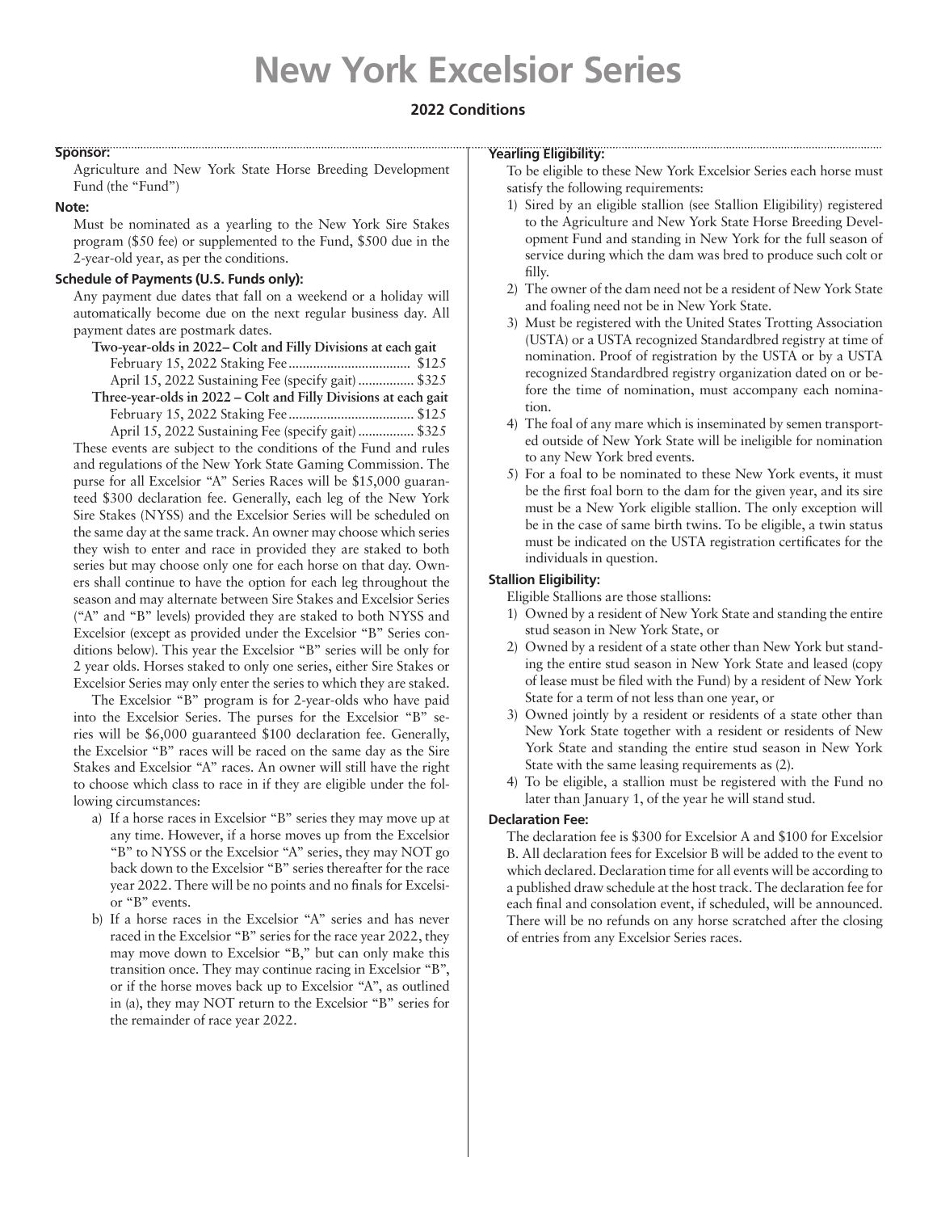# New York Excelsior Series

**2022 Conditions**

### Sponsor:

Agriculture and New York State Horse Breeding Development Fund (the "Fund")

### Note:

Must be nominated as a yearling to the New York Sire Stakes program ($50 fee) or supplemented to the Fund, $500 due in the 2-year-old year, as per the conditions.

### Schedule of Payments (U.S. Funds only):

Any payment due dates that fall on a weekend or a holiday will automatically become due on the next regular business day. All payment dates are postmark dates.

**Two-year-olds in 2022– Colt and Filly Divisions at each gait**

February 15, 2022 Staking Fee .................................. $125
April 15, 2022 Sustaining Fee (specify gait) ................ $325

**Three-year-olds in 2022 – Colt and Filly Divisions at each gait**

February 15, 2022 Staking Fee .................................. $125
April 15, 2022 Sustaining Fee (specify gait) ................ $325

These events are subject to the conditions of the Fund and rules and regulations of the New York State Gaming Commission. The purse for all Excelsior "A" Series Races will be $15,000 guaranteed $300 declaration fee. Generally, each leg of the New York Sire Stakes (NYSS) and the Excelsior Series will be scheduled on the same day at the same track. An owner may choose which series they wish to enter and race in provided they are staked to both series but may choose only one for each horse on that day. Owners shall continue to have the option for each leg throughout the season and may alternate between Sire Stakes and Excelsior Series ("A" and "B" levels) provided they are staked to both NYSS and Excelsior (except as provided under the Excelsior "B" Series conditions below). This year the Excelsior "B" series will be only for 2 year olds. Horses staked to only one series, either Sire Stakes or Excelsior Series may only enter the series to which they are staked.

The Excelsior "B" program is for 2-year-olds who have paid into the Excelsior Series. The purses for the Excelsior "B" series will be $6,000 guaranteed $100 declaration fee. Generally, the Excelsior "B" races will be raced on the same day as the Sire Stakes and Excelsior "A" races. An owner will still have the right to choose which class to race in if they are eligible under the following circumstances:

a) If a horse races in Excelsior "B" series they may move up at any time. However, if a horse moves up from the Excelsior "B" to NYSS or the Excelsior "A" series, they may NOT go back down to the Excelsior "B" series thereafter for the race year 2022. There will be no points and no finals for Excelsior "B" events.

b) If a horse races in the Excelsior "A" series and has never raced in the Excelsior "B" series for the race year 2022, they may move down to Excelsior "B," but can only make this transition once. They may continue racing in Excelsior "B", or if the horse moves back up to Excelsior "A", as outlined in (a), they may NOT return to the Excelsior "B" series for the remainder of race year 2022.

### Yearling Eligibility:

To be eligible to these New York Excelsior Series each horse must satisfy the following requirements:

1) Sired by an eligible stallion (see Stallion Eligibility) registered to the Agriculture and New York State Horse Breeding Development Fund and standing in New York for the full season of service during which the dam was bred to produce such colt or filly.
2) The owner of the dam need not be a resident of New York State and foaling need not be in New York State.
3) Must be registered with the United States Trotting Association (USTA) or a USTA recognized Standardbred registry at time of nomination. Proof of registration by the USTA or by a USTA recognized Standardbred registry organization dated on or before the time of nomination, must accompany each nomination.
4) The foal of any mare which is inseminated by semen transported outside of New York State will be ineligible for nomination to any New York bred events.
5) For a foal to be nominated to these New York events, it must be the first foal born to the dam for the given year, and its sire must be a New York eligible stallion. The only exception will be in the case of same birth twins. To be eligible, a twin status must be indicated on the USTA registration certificates for the individuals in question.

### Stallion Eligibility:

Eligible Stallions are those stallions:

1) Owned by a resident of New York State and standing the entire stud season in New York State, or
2) Owned by a resident of a state other than New York but standing the entire stud season in New York State and leased (copy of lease must be filed with the Fund) by a resident of New York State for a term of not less than one year, or
3) Owned jointly by a resident or residents of a state other than New York State together with a resident or residents of New York State and standing the entire stud season in New York State with the same leasing requirements as (2).
4) To be eligible, a stallion must be registered with the Fund no later than January 1, of the year he will stand stud.

### Declaration Fee:

The declaration fee is $300 for Excelsior A and $100 for Excelsior B. All declaration fees for Excelsior B will be added to the event to which declared. Declaration time for all events will be according to a published draw schedule at the host track. The declaration fee for each final and consolation event, if scheduled, will be announced. There will be no refunds on any horse scratched after the closing of entries from any Excelsior Series races.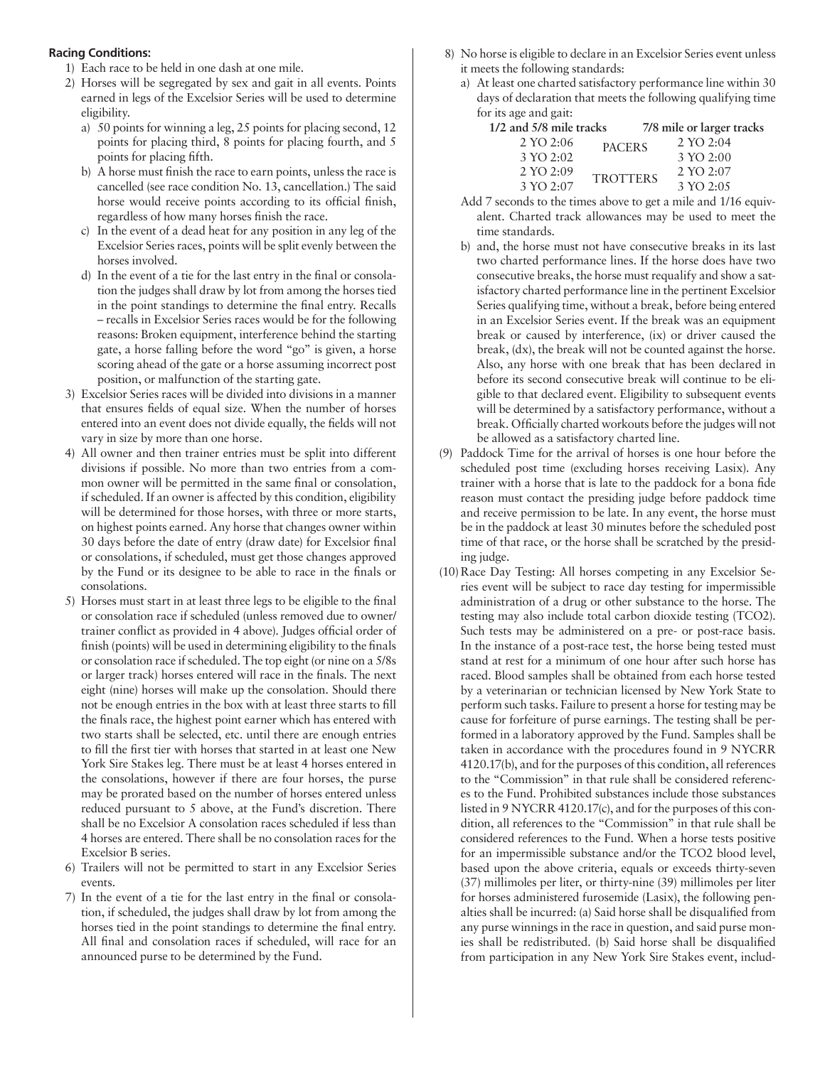**Racing Conditions:**

1) Each race to be held in one dash at one mile.
2) Horses will be segregated by sex and gait in all events. Points earned in legs of the Excelsior Series will be used to determine eligibility.
   a) 50 points for winning a leg, 25 points for placing second, 12 points for placing third, 8 points for placing fourth, and 5 points for placing fifth.
   b) A horse must finish the race to earn points, unless the race is cancelled (see race condition No. 13, cancellation.) The said horse would receive points according to its official finish, regardless of how many horses finish the race.
   c) In the event of a dead heat for any position in any leg of the Excelsior Series races, points will be split evenly between the horses involved.
   d) In the event of a tie for the last entry in the final or consolation the judges shall draw by lot from among the horses tied in the point standings to determine the final entry. Recalls – recalls in Excelsior Series races would be for the following reasons: Broken equipment, interference behind the starting gate, a horse falling before the word "go" is given, a horse scoring ahead of the gate or a horse assuming incorrect post position, or malfunction of the starting gate.
3) Excelsior Series races will be divided into divisions in a manner that ensures fields of equal size. When the number of horses entered into an event does not divide equally, the fields will not vary in size by more than one horse.
4) All owner and then trainer entries must be split into different divisions if possible. No more than two entries from a common owner will be permitted in the same final or consolation, if scheduled. If an owner is affected by this condition, eligibility will be determined for those horses, with three or more starts, on highest points earned. Any horse that changes owner within 30 days before the date of entry (draw date) for Excelsior final or consolations, if scheduled, must get those changes approved by the Fund or its designee to be able to race in the finals or consolations.
5) Horses must start in at least three legs to be eligible to the final or consolation race if scheduled (unless removed due to owner/trainer conflict as provided in 4 above). Judges official order of finish (points) will be used in determining eligibility to the finals or consolation race if scheduled. The top eight (or nine on a 5/8s or larger track) horses entered will race in the finals. The next eight (nine) horses will make up the consolation. Should there not be enough entries in the box with at least three starts to fill the finals race, the highest point earner which has entered with two starts shall be selected, etc. until there are enough entries to fill the first tier with horses that started in at least one New York Sire Stakes leg. There must be at least 4 horses entered in the consolations, however if there are four horses, the purse may be prorated based on the number of horses entered unless reduced pursuant to 5 above, at the Fund's discretion. There shall be no Excelsior A consolation races scheduled if less than 4 horses are entered. There shall be no consolation races for the Excelsior B series.
6) Trailers will not be permitted to start in any Excelsior Series events.
7) In the event of a tie for the last entry in the final or consolation, if scheduled, the judges shall draw by lot from among the horses tied in the point standings to determine the final entry. All final and consolation races if scheduled, will race for an announced purse to be determined by the Fund.
8) No horse is eligible to declare in an Excelsior Series event unless it meets the following standards:
   a) At least one charted satisfactory performance line within 30 days of declaration that meets the following qualifying time for its age and gait:

| 1/2 and 5/8 mile tracks | | 7/8 mile or larger tracks |
|---|---|---|
| 2 YO 2:06 | PACERS | 2 YO 2:04 |
| 3 YO 2:02 | | 3 YO 2:00 |
| 2 YO 2:09 | TROTTERS | 2 YO 2:07 |
| 3 YO 2:07 | | 3 YO 2:05 |

   Add 7 seconds to the times above to get a mile and 1/16 equivalent. Charted track allowances may be used to meet the time standards.

   b) and, the horse must not have consecutive breaks in its last two charted performance lines. If the horse does have two consecutive breaks, the horse must requalify and show a satisfactory charted performance line in the pertinent Excelsior Series qualifying time, without a break, before being entered in an Excelsior Series event. If the break was an equipment break or caused by interference, (ix) or driver caused the break, (dx), the break will not be counted against the horse. Also, any horse with one break that has been declared in before its second consecutive break will continue to be eligible to that declared event. Eligibility to subsequent events will be determined by a satisfactory performance, without a break. Officially charted workouts before the judges will not be allowed as a satisfactory charted line.

(9) Paddock Time for the arrival of horses is one hour before the scheduled post time (excluding horses receiving Lasix). Any trainer with a horse that is late to the paddock for a bona fide reason must contact the presiding judge before paddock time and receive permission to be late. In any event, the horse must be in the paddock at least 30 minutes before the scheduled post time of that race, or the horse shall be scratched by the presiding judge.

(10) Race Day Testing: All horses competing in any Excelsior Series event will be subject to race day testing for impermissible administration of a drug or other substance to the horse. The testing may also include total carbon dioxide testing (TCO2). Such tests may be administered on a pre- or post-race basis. In the instance of a post-race test, the horse being tested must stand at rest for a minimum of one hour after such horse has raced. Blood samples shall be obtained from each horse tested by a veterinarian or technician licensed by New York State to perform such tasks. Failure to present a horse for testing may be cause for forfeiture of purse earnings. The testing shall be performed in a laboratory approved by the Fund. Samples shall be taken in accordance with the procedures found in 9 NYCRR 4120.17(b), and for the purposes of this condition, all references to the "Commission" in that rule shall be considered references to the Fund. Prohibited substances include those substances listed in 9 NYCRR 4120.17(c), and for the purposes of this condition, all references to the "Commission" in that rule shall be considered references to the Fund. When a horse tests positive for an impermissible substance and/or the TCO2 blood level, based upon the above criteria, equals or exceeds thirty-seven (37) millimoles per liter, or thirty-nine (39) millimoles per liter for horses administered furosemide (Lasix), the following penalties shall be incurred: (a) Said horse shall be disqualified from any purse winnings in the race in question, and said purse monies shall be redistributed. (b) Said horse shall be disqualified from participation in any New York Sire Stakes event, includ-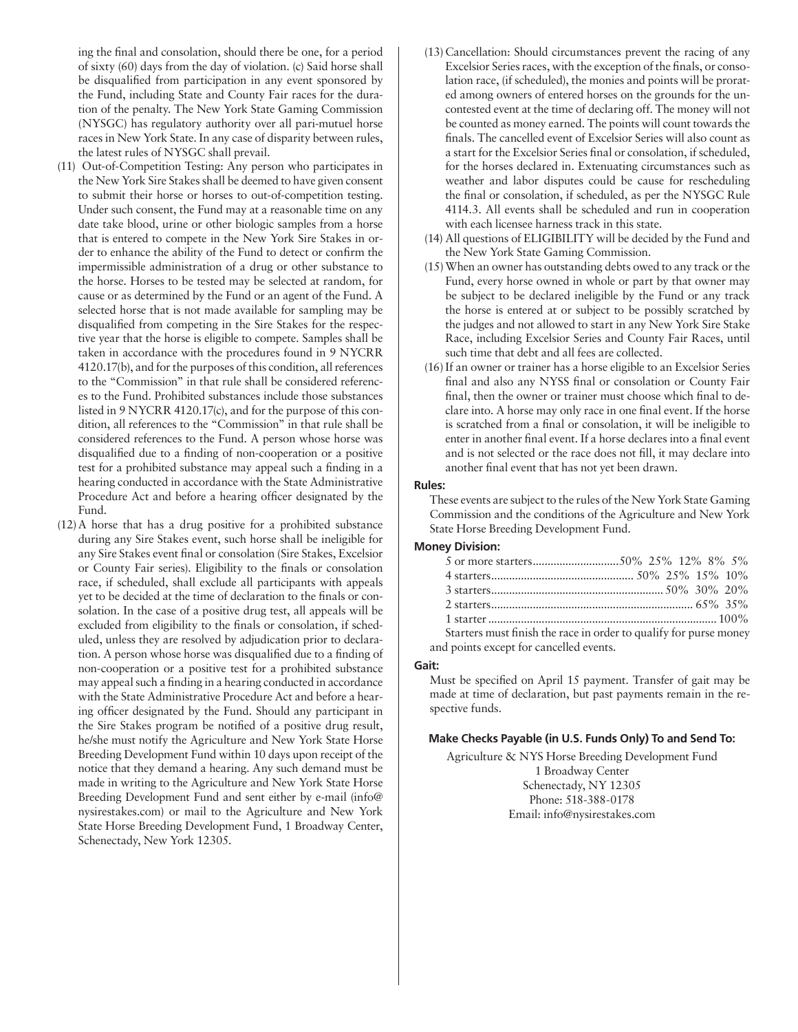ing the final and consolation, should there be one, for a period of sixty (60) days from the day of violation. (c) Said horse shall be disqualified from participation in any event sponsored by the Fund, including State and County Fair races for the duration of the penalty. The New York State Gaming Commission (NYSGC) has regulatory authority over all pari-mutuel horse races in New York State. In any case of disparity between rules, the latest rules of NYSGC shall prevail.

(11) Out-of-Competition Testing: Any person who participates in the New York Sire Stakes shall be deemed to have given consent to submit their horse or horses to out-of-competition testing. Under such consent, the Fund may at a reasonable time on any date take blood, urine or other biologic samples from a horse that is entered to compete in the New York Sire Stakes in order to enhance the ability of the Fund to detect or confirm the impermissible administration of a drug or other substance to the horse. Horses to be tested may be selected at random, for cause or as determined by the Fund or an agent of the Fund. A selected horse that is not made available for sampling may be disqualified from competing in the Sire Stakes for the respective year that the horse is eligible to compete. Samples shall be taken in accordance with the procedures found in 9 NYCRR 4120.17(b), and for the purposes of this condition, all references to the "Commission" in that rule shall be considered references to the Fund. Prohibited substances include those substances listed in 9 NYCRR 4120.17(c), and for the purpose of this condition, all references to the "Commission" in that rule shall be considered references to the Fund. A person whose horse was disqualified due to a finding of non-cooperation or a positive test for a prohibited substance may appeal such a finding in a hearing conducted in accordance with the State Administrative Procedure Act and before a hearing officer designated by the Fund.

(12) A horse that has a drug positive for a prohibited substance during any Sire Stakes event, such horse shall be ineligible for any Sire Stakes event final or consolation (Sire Stakes, Excelsior or County Fair series). Eligibility to the finals or consolation race, if scheduled, shall exclude all participants with appeals yet to be decided at the time of declaration to the finals or consolation. In the case of a positive drug test, all appeals will be excluded from eligibility to the finals or consolation, if scheduled, unless they are resolved by adjudication prior to declaration. A person whose horse was disqualified due to a finding of non-cooperation or a positive test for a prohibited substance may appeal such a finding in a hearing conducted in accordance with the State Administrative Procedure Act and before a hearing officer designated by the Fund. Should any participant in the Sire Stakes program be notified of a positive drug result, he/she must notify the Agriculture and New York State Horse Breeding Development Fund within 10 days upon receipt of the notice that they demand a hearing. Any such demand must be made in writing to the Agriculture and New York State Horse Breeding Development Fund and sent either by e-mail (info@nysirestakes.com) or mail to the Agriculture and New York State Horse Breeding Development Fund, 1 Broadway Center, Schenectady, New York 12305.

(13) Cancellation: Should circumstances prevent the racing of any Excelsior Series races, with the exception of the finals, or consolation race, (if scheduled), the monies and points will be prorated among owners of entered horses on the grounds for the uncontested event at the time of declaring off. The money will not be counted as money earned. The points will count towards the finals. The cancelled event of Excelsior Series will also count as a start for the Excelsior Series final or consolation, if scheduled, for the horses declared in. Extenuating circumstances such as weather and labor disputes could be cause for rescheduling the final or consolation, if scheduled, as per the NYSGC Rule 4114.3. All events shall be scheduled and run in cooperation with each licensee harness track in this state.

(14) All questions of ELIGIBILITY will be decided by the Fund and the New York State Gaming Commission.

(15) When an owner has outstanding debts owed to any track or the Fund, every horse owned in whole or part by that owner may be subject to be declared ineligible by the Fund or any track the horse is entered at or subject to be possibly scratched by the judges and not allowed to start in any New York Sire Stake Race, including Excelsior Series and County Fair Races, until such time that debt and all fees are collected.

(16) If an owner or trainer has a horse eligible to an Excelsior Series final and also any NYSS final or consolation or County Fair final, then the owner or trainer must choose which final to declare into. A horse may only race in one final event. If the horse is scratched from a final or consolation, it will be ineligible to enter in another final event. If a horse declares into a final event and is not selected or the race does not fill, it may declare into another final event that has not yet been drawn.

**Rules:**

These events are subject to the rules of the New York State Gaming Commission and the conditions of the Agriculture and New York State Horse Breeding Development Fund.

**Money Division:**

| | | | | | |
|---|---|---|---|---|---|
| 5 or more starters | 50% | 25% | 12% | 8% | 5% |
| 4 starters | 50% | 25% | 15% | 10% | |
| 3 starters | 50% | 30% | 20% | | |
| 2 starters | 65% | 35% | | | |
| 1 starter | 100% | | | | |

Starters must finish the race in order to qualify for purse money and points except for cancelled events.

**Gait:**

Must be specified on April 15 payment. Transfer of gait may be made at time of declaration, but past payments remain in the respective funds.

**Make Checks Payable (in U.S. Funds Only) To and Send To:**

Agriculture & NYS Horse Breeding Development Fund
1 Broadway Center
Schenectady, NY 12305
Phone: 518-388-0178
Email: info@nysirestakes.com